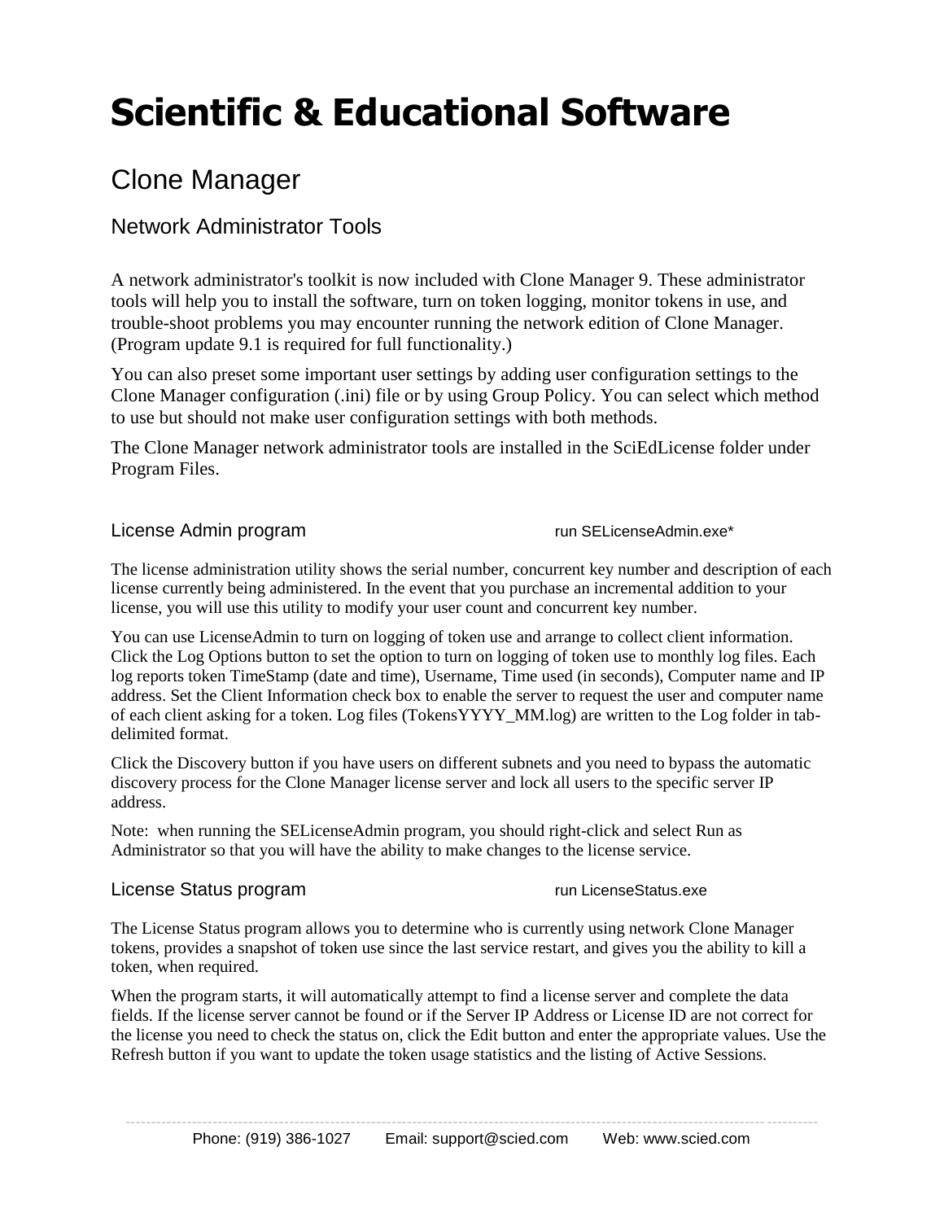# Scientific & Educational Software

## Clone Manager

### Network Administrator Tools

A network administrator's toolkit is now included with Clone Manager 9. These administrator tools will help you to install the software, turn on token logging, monitor tokens in use, and trouble-shoot problems you may encounter running the network edition of Clone Manager. (Program update 9.1 is required for full functionality.)

You can also preset some important user settings by adding user configuration settings to the Clone Manager configuration (.ini) file or by using Group Policy. You can select which method to use but should not make user configuration settings with both methods.

The Clone Manager network administrator tools are installed in the SciEdLicense folder under Program Files.

### License Admin program — run SELicenseAdmin.exe*

The license administration utility shows the serial number, concurrent key number and description of each license currently being administered. In the event that you purchase an incremental addition to your license, you will use this utility to modify your user count and concurrent key number.

You can use LicenseAdmin to turn on logging of token use and arrange to collect client information. Click the Log Options button to set the option to turn on logging of token use to monthly log files. Each log reports token TimeStamp (date and time), Username, Time used (in seconds), Computer name and IP address. Set the Client Information check box to enable the server to request the user and computer name of each client asking for a token. Log files (TokensYYYY_MM.log) are written to the Log folder in tab-delimited format.

Click the Discovery button if you have users on different subnets and you need to bypass the automatic discovery process for the Clone Manager license server and lock all users to the specific server IP address.

Note: when running the SELicenseAdmin program, you should right-click and select Run as Administrator so that you will have the ability to make changes to the license service.

### License Status program — run LicenseStatus.exe

The License Status program allows you to determine who is currently using network Clone Manager tokens, provides a snapshot of token use since the last service restart, and gives you the ability to kill a token, when required.

When the program starts, it will automatically attempt to find a license server and complete the data fields. If the license server cannot be found or if the Server IP Address or License ID are not correct for the license you need to check the status on, click the Edit button and enter the appropriate values. Use the Refresh button if you want to update the token usage statistics and the listing of Active Sessions.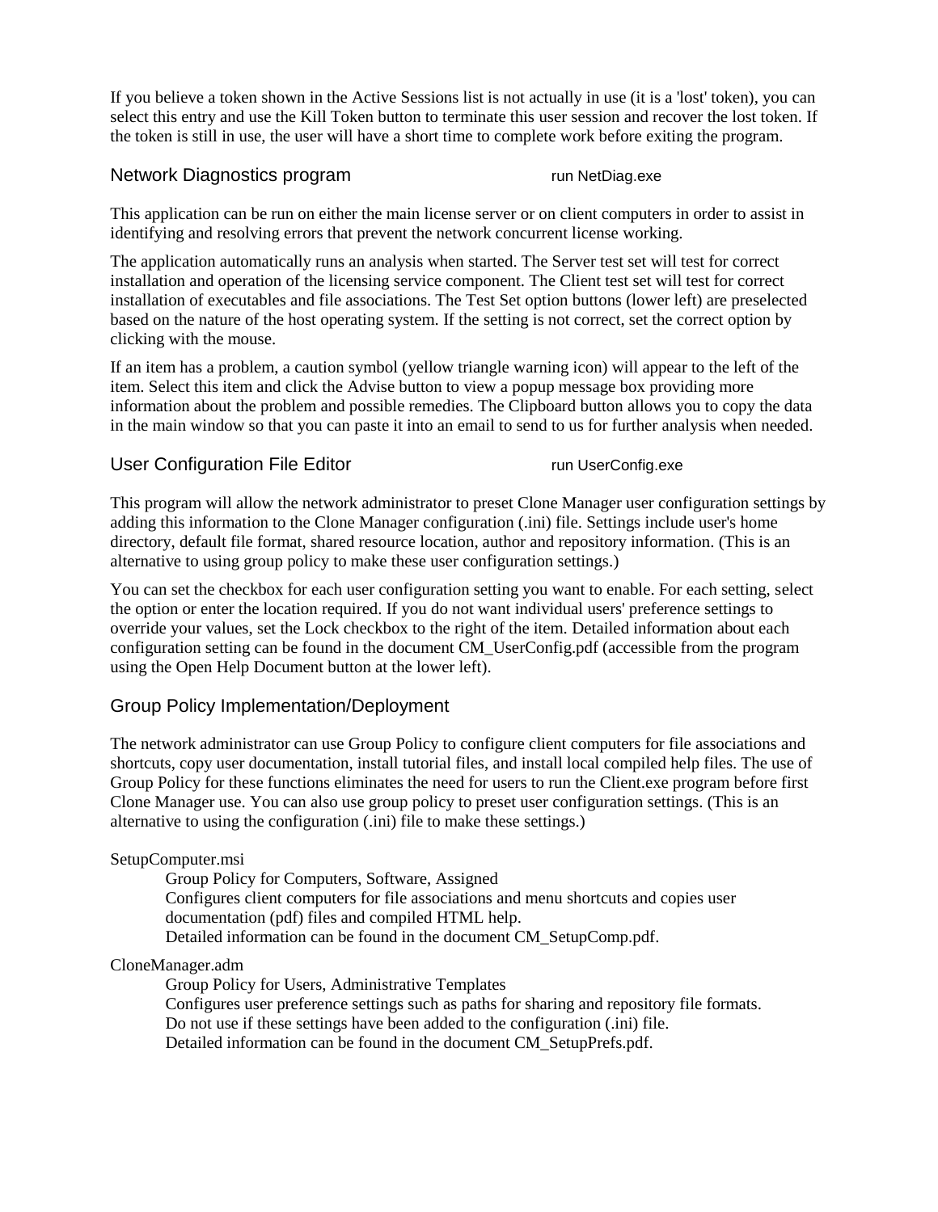If you believe a token shown in the Active Sessions list is not actually in use (it is a 'lost' token), you can select this entry and use the Kill Token button to terminate this user session and recover the lost token. If the token is still in use, the user will have a short time to complete work before exiting the program.

## Network Diagnostics program run NetDiag.exe

This application can be run on either the main license server or on client computers in order to assist in identifying and resolving errors that prevent the network concurrent license working.

The application automatically runs an analysis when started. The Server test set will test for correct installation and operation of the licensing service component. The Client test set will test for correct installation of executables and file associations. The Test Set option buttons (lower left) are preselected based on the nature of the host operating system. If the setting is not correct, set the correct option by clicking with the mouse.

If an item has a problem, a caution symbol (yellow triangle warning icon) will appear to the left of the item. Select this item and click the Advise button to view a popup message box providing more information about the problem and possible remedies. The Clipboard button allows you to copy the data in the main window so that you can paste it into an email to send to us for further analysis when needed.

## User Configuration File Editor run UserConfig.exe

This program will allow the network administrator to preset Clone Manager user configuration settings by adding this information to the Clone Manager configuration (.ini) file. Settings include user's home directory, default file format, shared resource location, author and repository information. (This is an alternative to using group policy to make these user configuration settings.)

You can set the checkbox for each user configuration setting you want to enable. For each setting, select the option or enter the location required. If you do not want individual users' preference settings to override your values, set the Lock checkbox to the right of the item. Detailed information about each configuration setting can be found in the document CM_UserConfig.pdf (accessible from the program using the Open Help Document button at the lower left).

## Group Policy Implementation/Deployment

The network administrator can use Group Policy to configure client computers for file associations and shortcuts, copy user documentation, install tutorial files, and install local compiled help files. The use of Group Policy for these functions eliminates the need for users to run the Client.exe program before first Clone Manager use. You can also use group policy to preset user configuration settings. (This is an alternative to using the configuration (.ini) file to make these settings.)

SetupComputer.msi

> Group Policy for Computers, Software, Assigned
> Configures client computers for file associations and menu shortcuts and copies user documentation (pdf) files and compiled HTML help.
> Detailed information can be found in the document CM_SetupComp.pdf.

CloneManager.adm

> Group Policy for Users, Administrative Templates
> Configures user preference settings such as paths for sharing and repository file formats.
> Do not use if these settings have been added to the configuration (.ini) file.
> Detailed information can be found in the document CM_SetupPrefs.pdf.